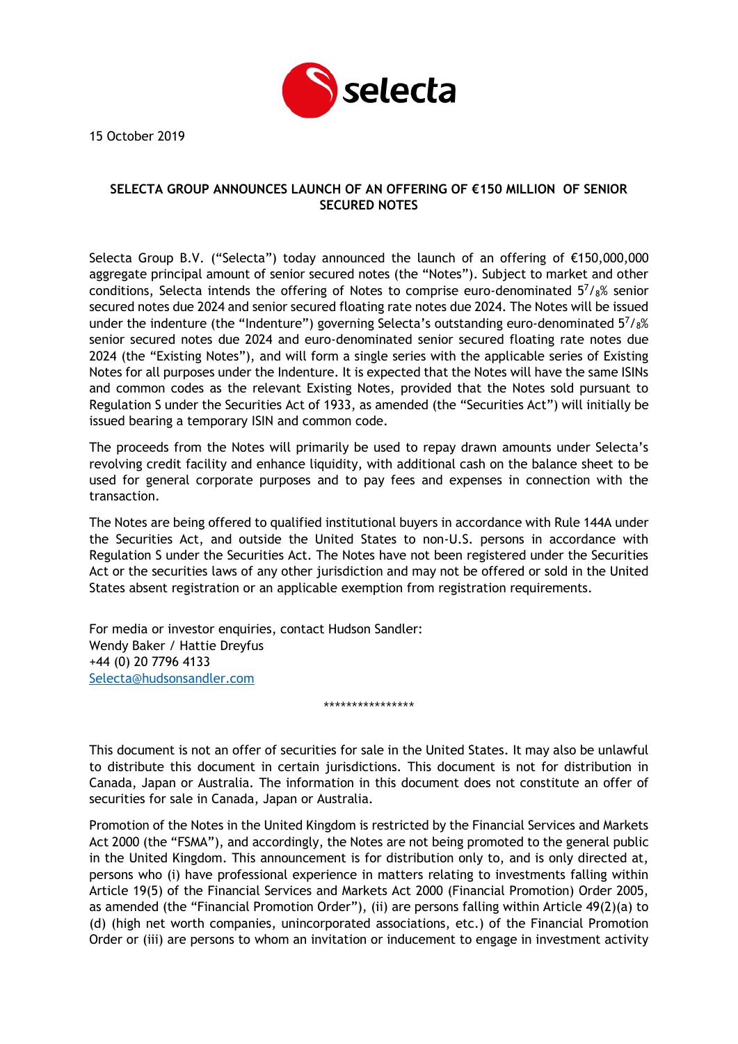15 October 2019

**SELECTA GROUP ANNOUNCES LAUNCH OF AN OFFERING OF €150 MILLION OF SENIOR SECURED NOTES**

Selecta Group B.V. ("Selecta") today announced the launch of an offering of €150,000,000 aggregate principal amount of senior secured notes (the "Notes"). Subject to market and other conditions, Selecta intends the offering of Notes to comprise euro-denominated $5^7/_8$% senior secured notes due 2024 and senior secured floating rate notes due 2024. The Notes will be issued under the indenture (the "Indenture") governing Selecta's outstanding euro-denominated $5^7/_8$% senior secured notes due 2024 and euro-denominated senior secured floating rate notes due 2024 (the "Existing Notes"), and will form a single series with the applicable series of Existing Notes for all purposes under the Indenture. It is expected that the Notes will have the same ISINs and common codes as the relevant Existing Notes, provided that the Notes sold pursuant to Regulation S under the Securities Act of 1933, as amended (the "Securities Act") will initially be issued bearing a temporary ISIN and common code.

The proceeds from the Notes will primarily be used to repay drawn amounts under Selecta's revolving credit facility and enhance liquidity, with additional cash on the balance sheet to be used for general corporate purposes and to pay fees and expenses in connection with the transaction.

The Notes are being offered to qualified institutional buyers in accordance with Rule 144A under the Securities Act, and outside the United States to non-U.S. persons in accordance with Regulation S under the Securities Act. The Notes have not been registered under the Securities Act or the securities laws of any other jurisdiction and may not be offered or sold in the United States absent registration or an applicable exemption from registration requirements.

For media or investor enquiries, contact Hudson Sandler:
Wendy Baker / Hattie Dreyfus
+44 (0) 20 7796 4133
Selecta@hudsonsandler.com

****************

This document is not an offer of securities for sale in the United States. It may also be unlawful to distribute this document in certain jurisdictions. This document is not for distribution in Canada, Japan or Australia. The information in this document does not constitute an offer of securities for sale in Canada, Japan or Australia.

Promotion of the Notes in the United Kingdom is restricted by the Financial Services and Markets Act 2000 (the "FSMA"), and accordingly, the Notes are not being promoted to the general public in the United Kingdom. This announcement is for distribution only to, and is only directed at, persons who (i) have professional experience in matters relating to investments falling within Article 19(5) of the Financial Services and Markets Act 2000 (Financial Promotion) Order 2005, as amended (the "Financial Promotion Order"), (ii) are persons falling within Article 49(2)(a) to (d) (high net worth companies, unincorporated associations, etc.) of the Financial Promotion Order or (iii) are persons to whom an invitation or inducement to engage in investment activity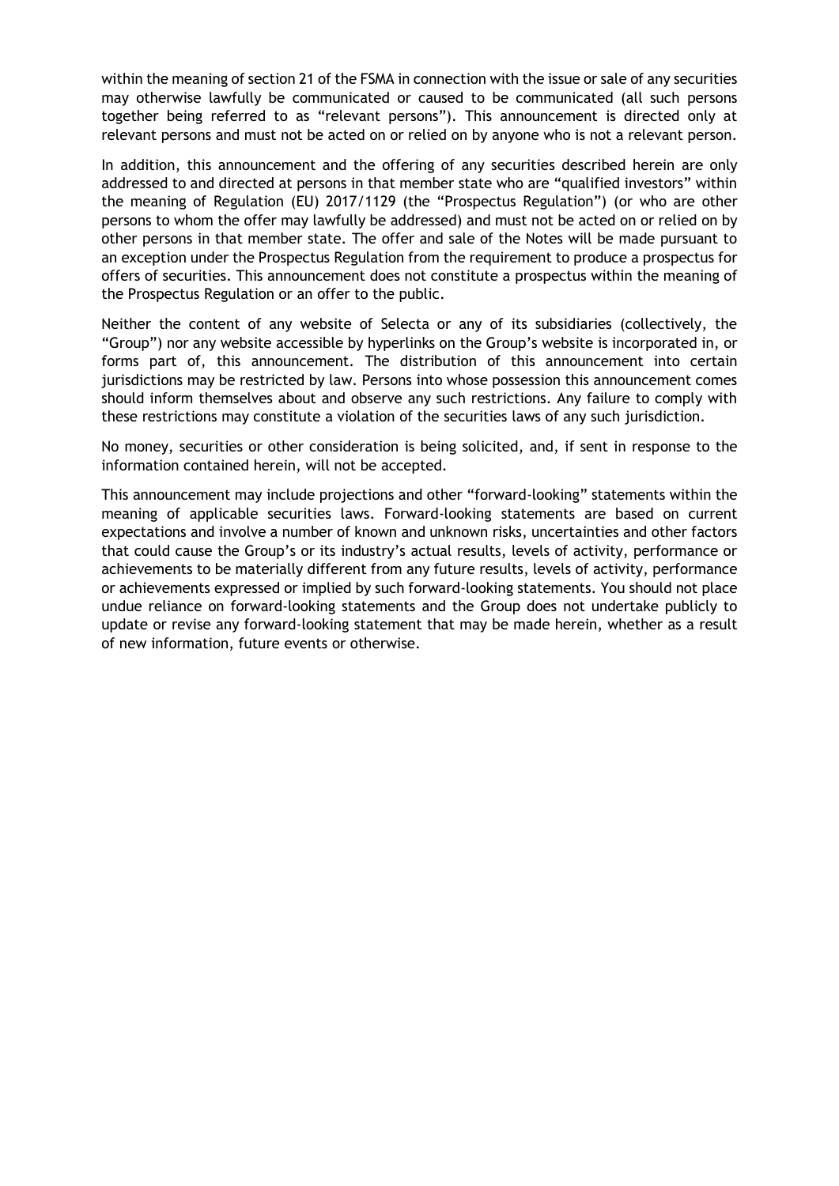within the meaning of section 21 of the FSMA in connection with the issue or sale of any securities may otherwise lawfully be communicated or caused to be communicated (all such persons together being referred to as "relevant persons"). This announcement is directed only at relevant persons and must not be acted on or relied on by anyone who is not a relevant person.

In addition, this announcement and the offering of any securities described herein are only addressed to and directed at persons in that member state who are "qualified investors" within the meaning of Regulation (EU) 2017/1129 (the "Prospectus Regulation") (or who are other persons to whom the offer may lawfully be addressed) and must not be acted on or relied on by other persons in that member state. The offer and sale of the Notes will be made pursuant to an exception under the Prospectus Regulation from the requirement to produce a prospectus for offers of securities. This announcement does not constitute a prospectus within the meaning of the Prospectus Regulation or an offer to the public.

Neither the content of any website of Selecta or any of its subsidiaries (collectively, the "Group") nor any website accessible by hyperlinks on the Group's website is incorporated in, or forms part of, this announcement. The distribution of this announcement into certain jurisdictions may be restricted by law. Persons into whose possession this announcement comes should inform themselves about and observe any such restrictions. Any failure to comply with these restrictions may constitute a violation of the securities laws of any such jurisdiction.

No money, securities or other consideration is being solicited, and, if sent in response to the information contained herein, will not be accepted.

This announcement may include projections and other "forward-looking" statements within the meaning of applicable securities laws. Forward-looking statements are based on current expectations and involve a number of known and unknown risks, uncertainties and other factors that could cause the Group's or its industry's actual results, levels of activity, performance or achievements to be materially different from any future results, levels of activity, performance or achievements expressed or implied by such forward-looking statements. You should not place undue reliance on forward-looking statements and the Group does not undertake publicly to update or revise any forward-looking statement that may be made herein, whether as a result of new information, future events or otherwise.